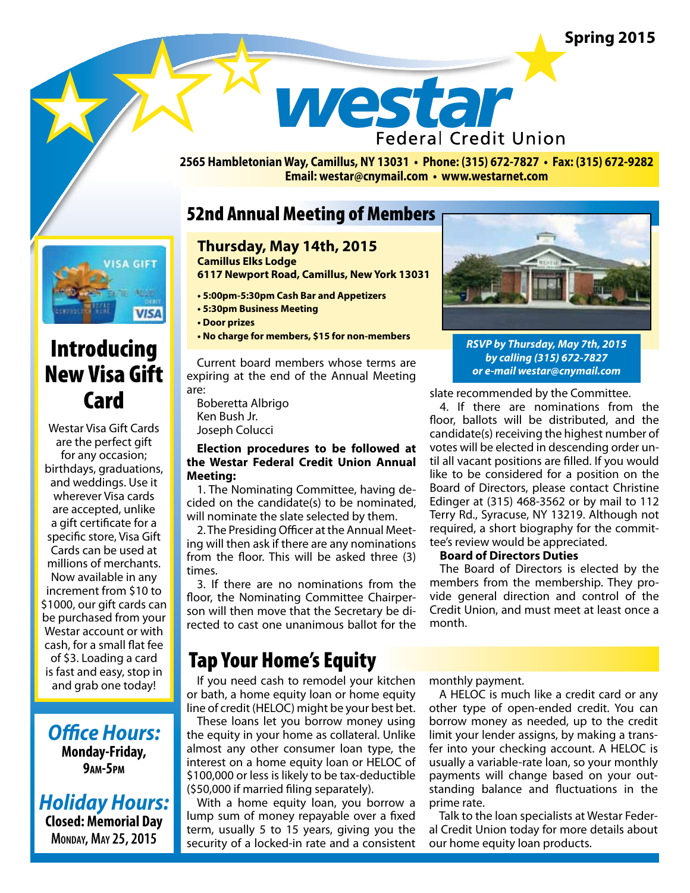Spring 2015

# westar Federal Credit Union

**2565 Hambletonian Way, Camillus, NY 13031 • Phone: (315) 672-7827 • Fax: (315) 672-9282**
**Email: westar@cnymail.com • www.westarnet.com**

## 52nd Annual Meeting of Members

### Thursday, May 14th, 2015

**Camillus Elks Lodge**
**6117 Newport Road, Camillus, New York 13031**

- **5:00pm-5:30pm Cash Bar and Appetizers**
- **5:30pm Business Meeting**
- **Door prizes**
- **No charge for members, $15 for non-members**

***RSVP by Thursday, May 7th, 2015 by calling (315) 672-7827 or e-mail westar@cnymail.com***

Current board members whose terms are expiring at the end of the Annual Meeting are:

Boberetta Albrigo
Ken Bush Jr.
Joseph Colucci

**Election procedures to be followed at the Westar Federal Credit Union Annual Meeting:**

1. The Nominating Committee, having decided on the candidate(s) to be nominated, will nominate the slate selected by them.

2. The Presiding Officer at the Annual Meeting will then ask if there are any nominations from the floor. This will be asked three (3) times.

3. If there are no nominations from the floor, the Nominating Committee Chairperson will then move that the Secretary be directed to cast one unanimous ballot for the slate recommended by the Committee.

4. If there are nominations from the floor, ballots will be distributed, and the candidate(s) receiving the highest number of votes will be elected in descending order until all vacant positions are filled. If you would like to be considered for a position on the Board of Directors, please contact Christine Edinger at (315) 468-3562 or by mail to 112 Terry Rd., Syracuse, NY 13219. Although not required, a short biography for the committee's review would be appreciated.

**Board of Directors Duties**

The Board of Directors is elected by the members from the membership. They provide general direction and control of the Credit Union, and must meet at least once a month.

## Tap Your Home's Equity

If you need cash to remodel your kitchen or bath, a home equity loan or home equity line of credit (HELOC) might be your best bet.

These loans let you borrow money using the equity in your home as collateral. Unlike almost any other consumer loan type, the interest on a home equity loan or HELOC of $100,000 or less is likely to be tax-deductible ($50,000 if married filing separately).

With a home equity loan, you borrow a lump sum of money repayable over a fixed term, usually 5 to 15 years, giving you the security of a locked-in rate and a consistent monthly payment.

A HELOC is much like a credit card or any other type of open-ended credit. You can borrow money as needed, up to the credit limit your lender assigns, by making a transfer into your checking account. A HELOC is usually a variable-rate loan, so your monthly payments will change based on your outstanding balance and fluctuations in the prime rate.

Talk to the loan specialists at Westar Federal Credit Union today for more details about our home equity loan products.

## Introducing New Visa Gift Card

Westar Visa Gift Cards are the perfect gift for any occasion; birthdays, graduations, and weddings. Use it wherever Visa cards are accepted, unlike a gift certificate for a specific store, Visa Gift Cards can be used at millions of merchants. Now available in any increment from $10 to $1000, our gift cards can be purchased from your Westar account or with cash, for a small flat fee of $3. Loading a card is fast and easy, stop in and grab one today!

## *Office Hours:*

**Monday-Friday, 9AM-5PM**

## *Holiday Hours:*

**Closed: Memorial Day**
**Monday, May 25, 2015**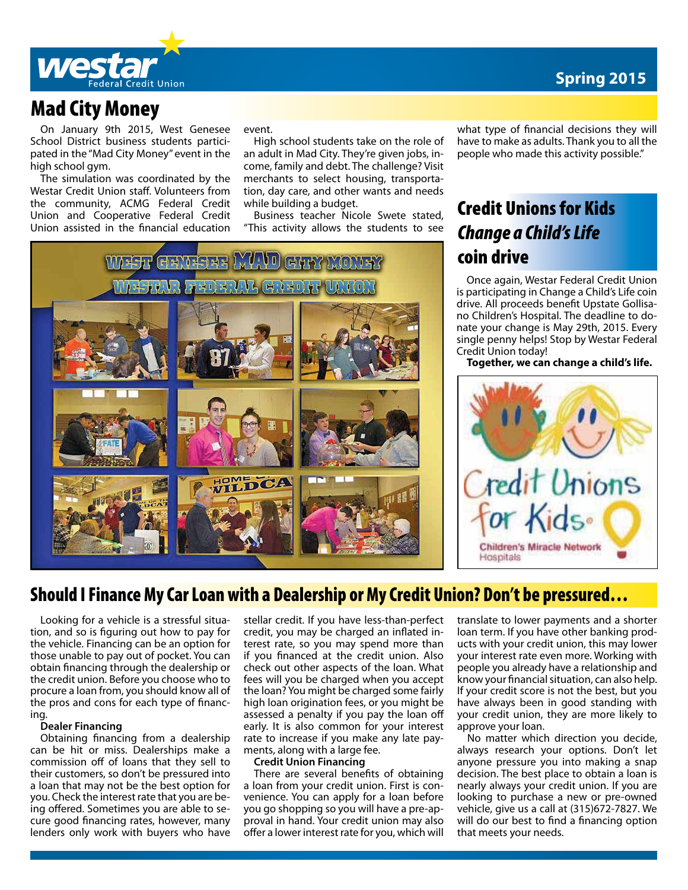# Mad City Money

On January 9th 2015, West Genesee School District business students participated in the "Mad City Money" event in the high school gym.

The simulation was coordinated by the Westar Credit Union staff. Volunteers from the community, ACMG Federal Credit Union and Cooperative Federal Credit Union assisted in the financial education event.

High school students take on the role of an adult in Mad City. They're given jobs, income, family and debt. The challenge? Visit merchants to select housing, transportation, day care, and other wants and needs while building a budget.

Business teacher Nicole Swete stated, "This activity allows the students to see what type of financial decisions they will have to make as adults. Thank you to all the people who made this activity possible."

# Credit Unions for Kids *Change a Child's Life* coin drive

Once again, Westar Federal Credit Union is participating in Change a Child's Life coin drive. All proceeds benefit Upstate Gollisano Children's Hospital. The deadline to donate your change is May 29th, 2015. Every single penny helps! Stop by Westar Federal Credit Union today!

**Together, we can change a child's life.**

# Should I Finance My Car Loan with a Dealership or My Credit Union? Don't be pressured…

Looking for a vehicle is a stressful situation, and so is figuring out how to pay for the vehicle. Financing can be an option for those unable to pay out of pocket. You can obtain financing through the dealership or the credit union. Before you choose who to procure a loan from, you should know all of the pros and cons for each type of financing.

**Dealer Financing**

Obtaining financing from a dealership can be hit or miss. Dealerships make a commission off of loans that they sell to their customers, so don't be pressured into a loan that may not be the best option for you. Check the interest rate that you are being offered. Sometimes you are able to secure good financing rates, however, many lenders only work with buyers who have stellar credit. If you have less-than-perfect credit, you may be charged an inflated interest rate, so you may spend more than if you financed at the credit union. Also check out other aspects of the loan. What fees will you be charged when you accept the loan? You might be charged some fairly high loan origination fees, or you might be assessed a penalty if you pay the loan off early. It is also common for your interest rate to increase if you make any late payments, along with a large fee.

**Credit Union Financing**

There are several benefits of obtaining a loan from your credit union. First is convenience. You can apply for a loan before you go shopping so you will have a pre-approval in hand. Your credit union may also offer a lower interest rate for you, which will translate to lower payments and a shorter loan term. If you have other banking products with your credit union, this may lower your interest rate even more. Working with people you already have a relationship and know your financial situation, can also help. If your credit score is not the best, but you have always been in good standing with your credit union, they are more likely to approve your loan.

No matter which direction you decide, always research your options. Don't let anyone pressure you into making a snap decision. The best place to obtain a loan is nearly always your credit union. If you are looking to purchase a new or pre-owned vehicle, give us a call at (315)672-7827. We will do our best to find a financing option that meets your needs.